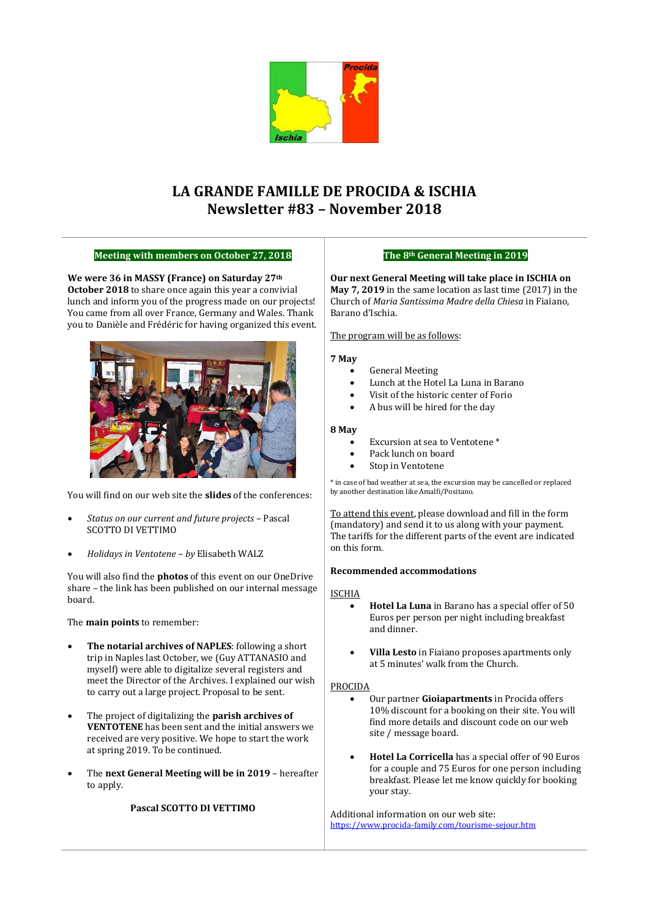# LA GRANDE FAMILLE DE PROCIDA & ISCHIA
# Newsletter #83 – November 2018

## Meeting with members on October 27, 2018

**We were 36 in MASSY (France) on Saturday 27th October 2018** to share once again this year a convivial lunch and inform you of the progress made on our projects! You came from all over France, Germany and Wales. Thank you to Danièle and Frédéric for having organized this event.

You will find on our web site the **slides** of the conferences:

- *Status on our current and future projects* – Pascal SCOTTO DI VETTIMO
- *Holidays in Ventotene – by* Elisabeth WALZ

You will also find the **photos** of this event on our OneDrive share – the link has been published on our internal message board.

The **main points** to remember:

- **The notarial archives of NAPLES**: following a short trip in Naples last October, we (Guy ATTANASIO and myself) were able to digitalize several registers and meet the Director of the Archives. I explained our wish to carry out a large project. Proposal to be sent.
- The project of digitalizing the **parish archives of VENTOTENE** has been sent and the initial answers we received are very positive. We hope to start the work at spring 2019. To be continued.
- The **next General Meeting will be in 2019** – hereafter to apply.

**Pascal SCOTTO DI VETTIMO**

## The 8th General Meeting in 2019

**Our next General Meeting will take place in ISCHIA on May 7, 2019** in the same location as last time (2017) in the Church of *Maria Santissima Madre della Chiesa* in Fiaiano, Barano d'Ischia.

The program will be as follows:

**7 May**

- General Meeting
- Lunch at the Hotel La Luna in Barano
- Visit of the historic center of Forio
- A bus will be hired for the day

**8 May**

- Excursion at sea to Ventotene *
- Pack lunch on board
- Stop in Ventotene

* in case of bad weather at sea, the excursion may be cancelled or replaced by another destination like Amalfi/Positano.

To attend this event, please download and fill in the form (mandatory) and send it to us along with your payment. The tariffs for the different parts of the event are indicated on this form.

**Recommended accommodations**

ISCHIA

- **Hotel La Luna** in Barano has a special offer of 50 Euros per person per night including breakfast and dinner.
- **Villa Lesto** in Fiaiano proposes apartments only at 5 minutes' walk from the Church.

PROCIDA

- Our partner **Gioiapartments** in Procida offers 10% discount for a booking on their site. You will find more details and discount code on our web site / message board.
- **Hotel La Corricella** has a special offer of 90 Euros for a couple and 75 Euros for one person including breakfast. Please let me know quickly for booking your stay.

Additional information on our web site:
https://www.procida-family.com/tourisme-sejour.htm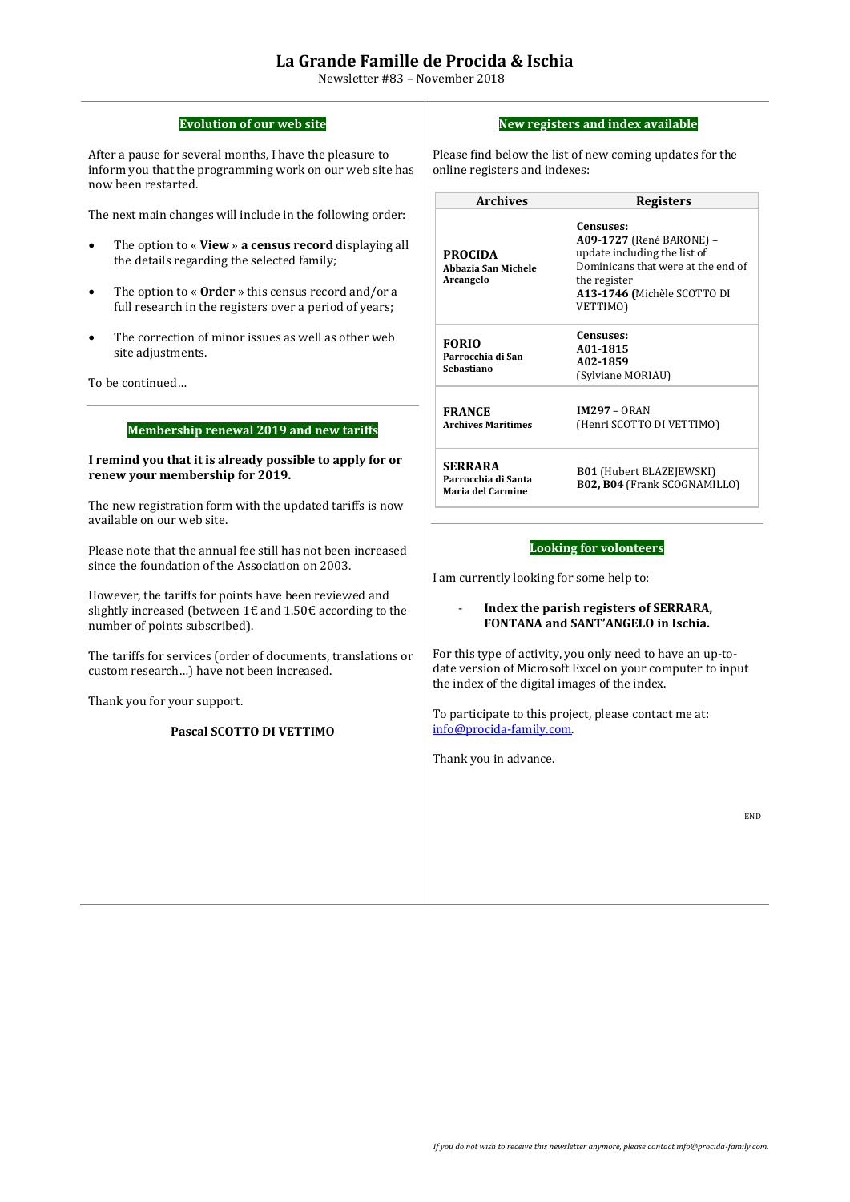# La Grande Famille de Procida & Ischia

Newsletter #83 – November 2018

## Evolution of our web site

After a pause for several months, I have the pleasure to inform you that the programming work on our web site has now been restarted.

The next main changes will include in the following order:

- The option to « **View** » **a census record** displaying all the details regarding the selected family;
- The option to « **Order** » this census record and/or a full research in the registers over a period of years;
- The correction of minor issues as well as other web site adjustments.

To be continued…

## Membership renewal 2019 and new tariffs

**I remind you that it is already possible to apply for or renew your membership for 2019.**

The new registration form with the updated tariffs is now available on our web site.

Please note that the annual fee still has not been increased since the foundation of the Association on 2003.

However, the tariffs for points have been reviewed and slightly increased (between 1€ and 1.50€ according to the number of points subscribed).

The tariffs for services (order of documents, translations or custom research…) have not been increased.

Thank you for your support.

**Pascal SCOTTO DI VETTIMO**

## New registers and index available

Please find below the list of new coming updates for the online registers and indexes:

| Archives | Registers |
|---|---|
| **PROCIDA**<br>**Abbazia San Michele Arcangelo** | **Censuses:**<br>**A09-1727** (René BARONE) – update including the list of Dominicans that were at the end of the register<br>**A13-1746 (**Michèle SCOTTO DI VETTIMO) |
| **FORIO**<br>**Parrocchia di San Sebastiano** | **Censuses:**<br>**A01-1815**<br>**A02-1859**<br>(Sylviane MORIAU) |
| **FRANCE**<br>**Archives Maritimes** | **IM297** – ORAN<br>(Henri SCOTTO DI VETTIMO) |
| **SERRARA**<br>**Parrocchia di Santa Maria del Carmine** | **B01** (Hubert BLAZEJEWSKI)<br>**B02, B04** (Frank SCOGNAMILLO) |

## Looking for volonteers

I am currently looking for some help to:

- **Index the parish registers of SERRARA, FONTANA and SANT'ANGELO in Ischia.**

For this type of activity, you only need to have an up-to-date version of Microsoft Excel on your computer to input the index of the digital images of the index.

To participate to this project, please contact me at: info@procida-family.com.

Thank you in advance.

END

*If you do not wish to receive this newsletter anymore, please contact info@procida-family.com.*